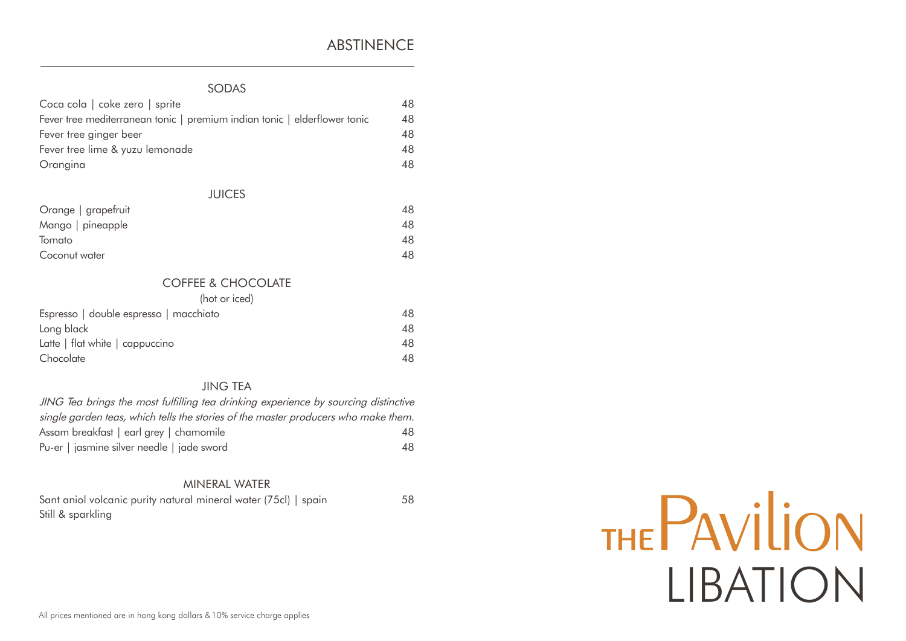# ABSTINENCE

## SODAS

| | |
|---|---|
| Coca cola \| coke zero \| sprite | 48 |
| Fever tree mediterranean tonic \| premium indian tonic \| elderflower tonic | 48 |
| Fever tree ginger beer | 48 |
| Fever tree lime & yuzu lemonade | 48 |
| Orangina | 48 |

## JUICES

| | |
|---|---|
| Orange \| grapefruit | 48 |
| Mango \| pineapple | 48 |
| Tomato | 48 |
| Coconut water | 48 |

## COFFEE & CHOCOLATE

(hot or iced)

| | |
|---|---|
| Espresso \| double espresso \| macchiato | 48 |
| Long black | 48 |
| Latte \| flat white \| cappuccino | 48 |
| Chocolate | 48 |

## JING TEA

*JING Tea brings the most fulfilling tea drinking experience by sourcing distinctive single garden teas, which tells the stories of the master producers who make them.*

| | |
|---|---|
| Assam breakfast \| earl grey \| chamomile | 48 |
| Pu-er \| jasmine silver needle \| jade sword | 48 |

## MINERAL WATER

| | |
|---|---|
| Sant aniol volcanic purity natural mineral water (75cl) \| spain<br>Still & sparkling | 58 |

THE PAVILION LIBATION

All prices mentioned are in hong kong dollars & 10% service charge applies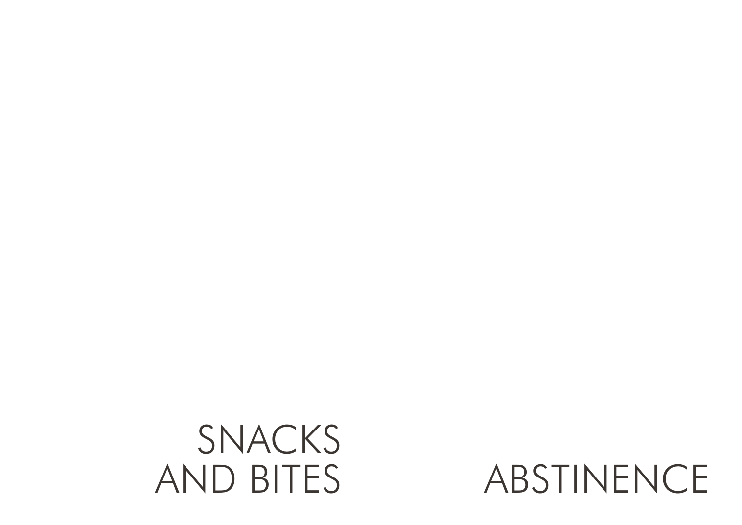# SNACKS AND BITES

# ABSTINENCE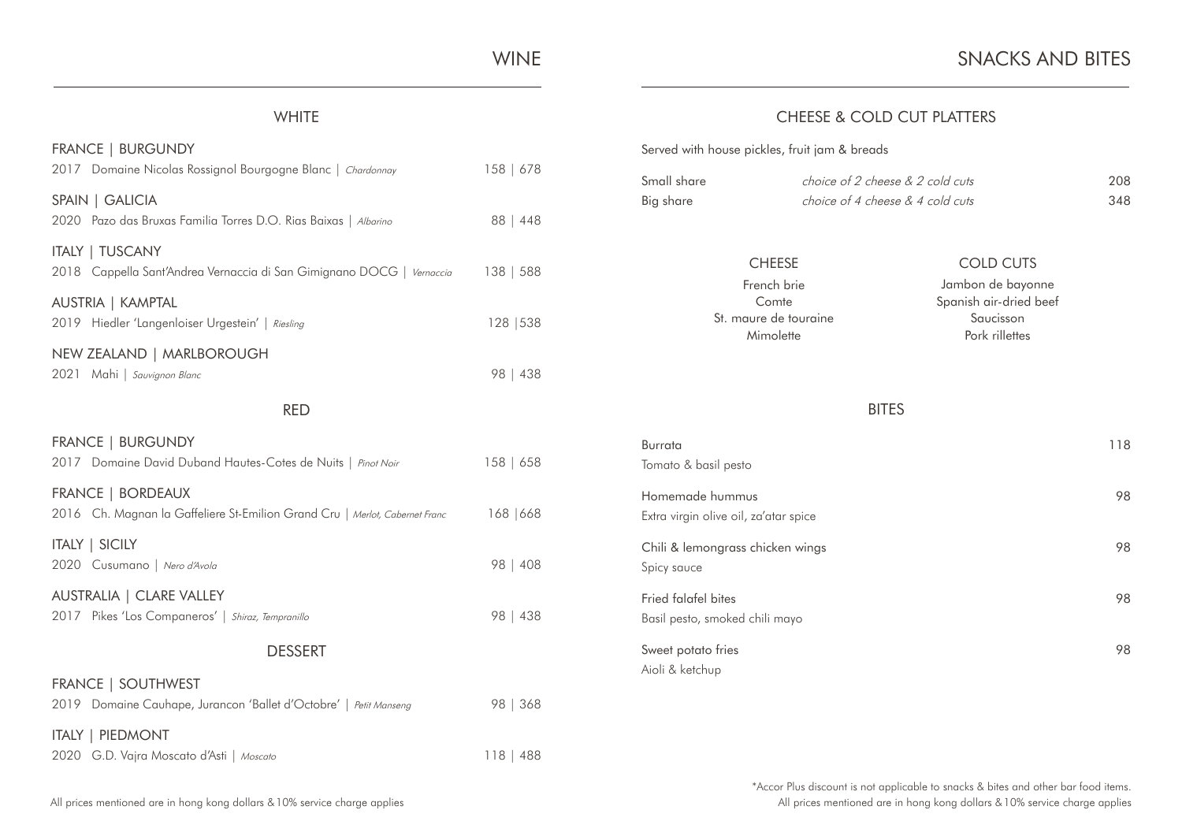# WINE

## WHITE

**FRANCE | BURGUNDY**
2017 Domaine Nicolas Rossignol Bourgogne Blanc | *Chardonnay* — 158 | 678

**SPAIN | GALICIA**
2020 Pazo das Bruxas Familia Torres D.O. Rias Baixas | *Albarino* — 88 | 448

**ITALY | TUSCANY**
2018 Cappella Sant'Andrea Vernaccia di San Gimignano DOCG | *Vernaccia* — 138 | 588

**AUSTRIA | KAMPTAL**
2019 Hiedler 'Langenloiser Urgestein' | *Riesling* — 128 |538

**NEW ZEALAND | MARLBOROUGH**
2021 Mahi | *Sauvignon Blanc* — 98 | 438

## RED

**FRANCE | BURGUNDY**
2017 Domaine David Duband Hautes-Cotes de Nuits | *Pinot Noir* — 158 | 658

**FRANCE | BORDEAUX**
2016 Ch. Magnan la Gaffeliere St-Emilion Grand Cru | *Merlot, Cabernet Franc* — 168 |668

**ITALY | SICILY**
2020 Cusumano | *Nero d'Avola* — 98 | 408

**AUSTRALIA | CLARE VALLEY**
2017 Pikes 'Los Companeros' | *Shiraz, Tempranillo* — 98 | 438

## DESSERT

**FRANCE | SOUTHWEST**
2019 Domaine Cauhape, Jurancon 'Ballet d'Octobre' | *Petit Manseng* — 98 | 368

**ITALY | PIEDMONT**
2020 G.D. Vajra Moscato d'Asti | *Moscato* — 118 | 488

All prices mentioned are in hong kong dollars & 10% service charge applies

# SNACKS AND BITES

## CHEESE & COLD CUT PLATTERS

Served with house pickles, fruit jam & breads

| | | |
|---|---|---|
| Small share | *choice of 2 cheese & 2 cold cuts* | 208 |
| Big share | *choice of 4 cheese & 4 cold cuts* | 348 |

| CHEESE | COLD CUTS |
|---|---|
| French brie | Jambon de bayonne |
| Comte | Spanish air-dried beef |
| St. maure de touraine | Saucisson |
| Mimolette | Pork rillettes |

## BITES

Burrata — 118
Tomato & basil pesto

Homemade hummus — 98
Extra virgin olive oil, za'atar spice

Chili & lemongrass chicken wings — 98
Spicy sauce

Fried falafel bites — 98
Basil pesto, smoked chili mayo

Sweet potato fries — 98
Aioli & ketchup

*Accor Plus discount is not applicable to snacks & bites and other bar food items.
All prices mentioned are in hong kong dollars & 10% service charge applies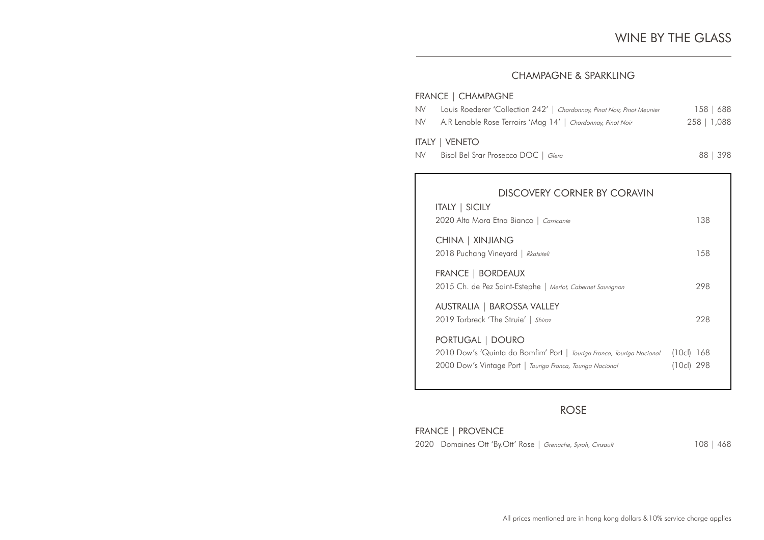# WINE BY THE GLASS

## CHAMPAGNE & SPARKLING

### FRANCE | CHAMPAGNE

NV Louis Roederer 'Collection 242' | *Chardonnay, Pinot Noir, Pinot Meunier* — 158 | 688

NV A.R Lenoble Rose Terroirs 'Mag 14' | *Chardonnay, Pinot Noir* — 258 | 1,088

### ITALY | VENETO

NV Bisol Bel Star Prosecco DOC | *Glera* — 88 | 398

## DISCOVERY CORNER BY CORAVIN

### ITALY | SICILY

2020 Alta Mora Etna Bianco | *Carricante* — 138

### CHINA | XINJIANG

2018 Puchang Vineyard | *Rkatsiteli* — 158

### FRANCE | BORDEAUX

2015 Ch. de Pez Saint-Estephe | *Merlot, Cabernet Sauvignon* — 298

### AUSTRALIA | BAROSSA VALLEY

2019 Torbreck 'The Struie' | *Shiraz* — 228

### PORTUGAL | DOURO

2010 Dow's 'Quinta do Bomfim' Port | *Touriga Franca, Touriga Nacional* — (10cl) 168

2000 Dow's Vintage Port | *Touriga Franca, Touriga Nacional* — (10cl) 298

## ROSE

### FRANCE | PROVENCE

2020 Domaines Ott 'By.Ott' Rose | *Grenache, Syrah, Cinsault* — 108 | 468

All prices mentioned are in hong kong dollars &10% service charge applies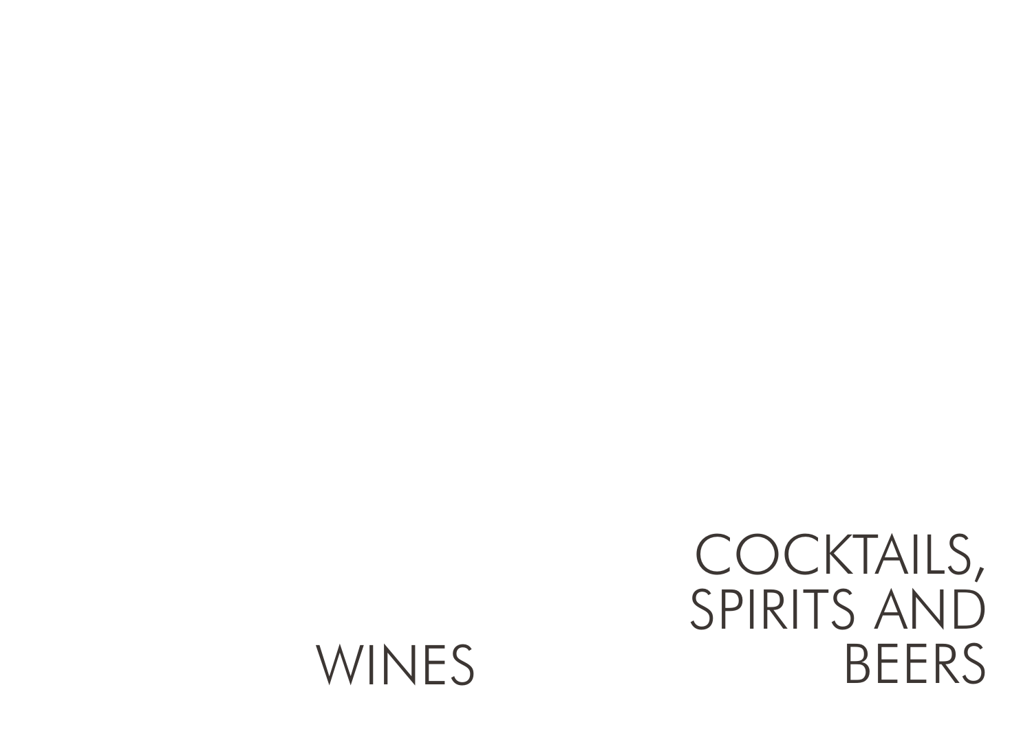# WINES

# COCKTAILS, SPIRITS AND BEERS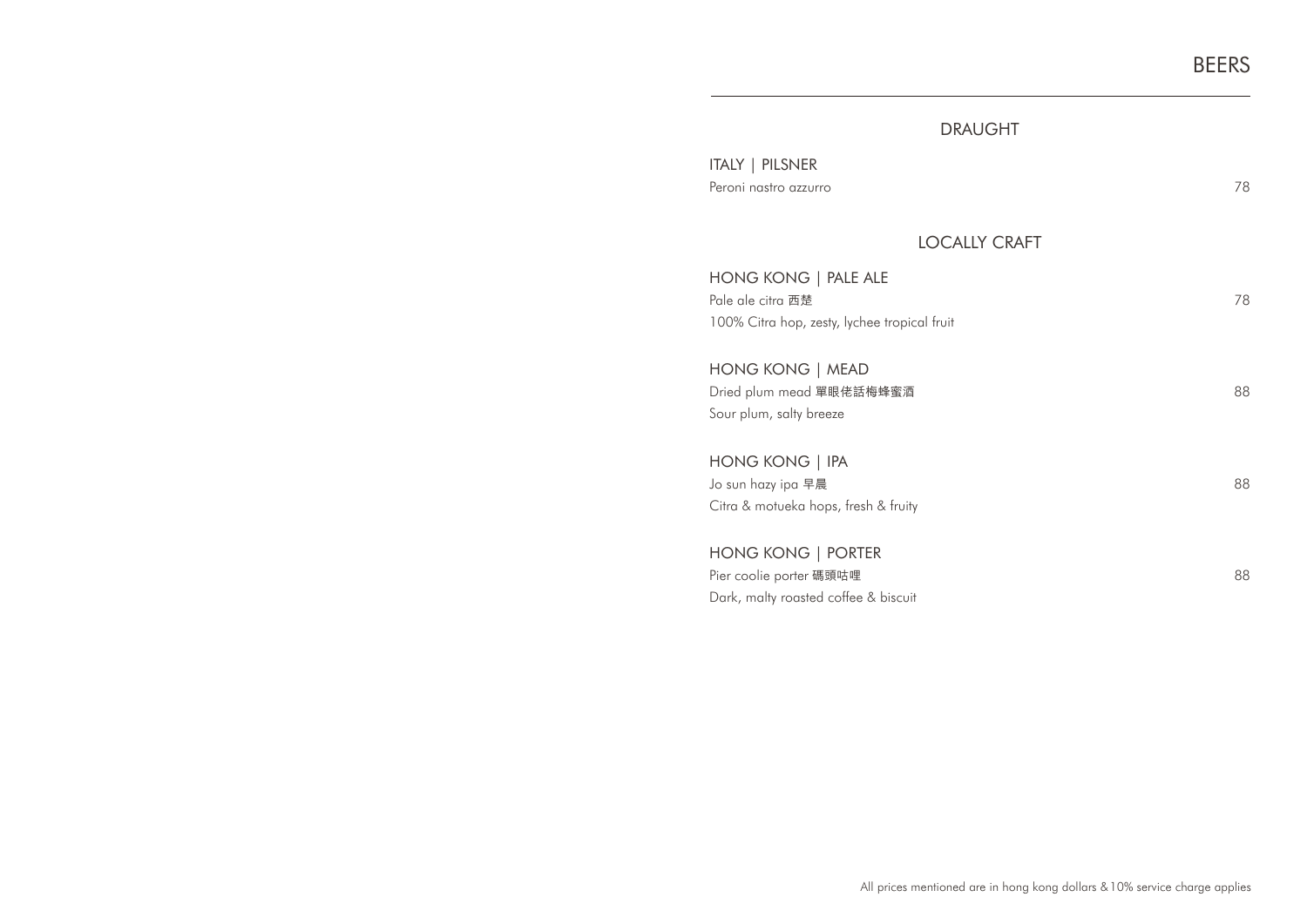# BEERS

## DRAUGHT

### ITALY | PILSNER

Peroni nastro azzurro — 78

## LOCALLY CRAFT

### HONG KONG | PALE ALE

Pale ale citra 西楚 — 78

100% Citra hop, zesty, lychee tropical fruit

### HONG KONG | MEAD

Dried plum mead 單眼佬話梅蜂蜜酒 — 88

Sour plum, salty breeze

### HONG KONG | IPA

Jo sun hazy ipa 早晨 — 88

Citra & motueka hops, fresh & fruity

### HONG KONG | PORTER

Pier coolie porter 碼頭咕哩 — 88

Dark, malty roasted coffee & biscuit

All prices mentioned are in hong kong dollars &10% service charge applies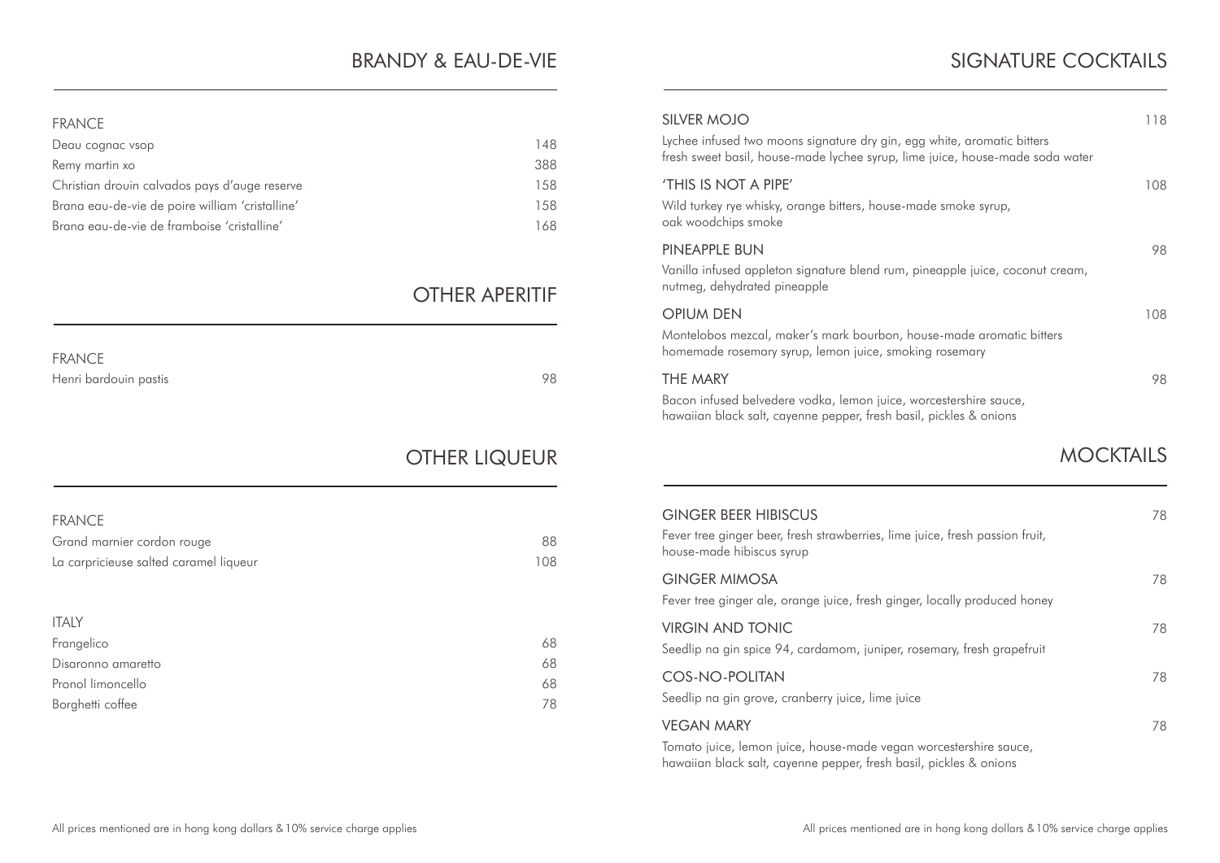## BRANDY & EAU-DE-VIE

### FRANCE

| Item | Price |
|---|---|
| Deau cognac vsop | 148 |
| Remy martin xo | 388 |
| Christian drouin calvados pays d'auge reserve | 158 |
| Brana eau-de-vie de poire william 'cristalline' | 158 |
| Brana eau-de-vie de framboise 'cristalline' | 168 |

## OTHER APERITIF

### FRANCE

| Item | Price |
|---|---|
| Henri bardouin pastis | 98 |

## OTHER LIQUEUR

### FRANCE

| Item | Price |
|---|---|
| Grand marnier cordon rouge | 88 |
| La capricieuse salted caramel liqueur | 108 |

### ITALY

| Item | Price |
|---|---|
| Frangelico | 68 |
| Disaronno amaretto | 68 |
| Pronol limoncello | 68 |
| Borghetti coffee | 78 |

All prices mentioned are in hong kong dollars & 10% service charge applies

## SIGNATURE COCKTAILS

**SILVER MOJO** — 118

Lychee infused two moons signature dry gin, egg white, aromatic bitters fresh sweet basil, house-made lychee syrup, lime juice, house-made soda water

**'THIS IS NOT A PIPE'** — 108

Wild turkey rye whisky, orange bitters, house-made smoke syrup, oak woodchips smoke

**PINEAPPLE BUN** — 98

Vanilla infused appleton signature blend rum, pineapple juice, coconut cream, nutmeg, dehydrated pineapple

**OPIUM DEN** — 108

Montelobos mezcal, maker's mark bourbon, house-made aromatic bitters homemade rosemary syrup, lemon juice, smoking rosemary

**THE MARY** — 98

Bacon infused belvedere vodka, lemon juice, worcestershire sauce, hawaiian black salt, cayenne pepper, fresh basil, pickles & onions

## MOCKTAILS

**GINGER BEER HIBISCUS** — 78

Fever tree ginger beer, fresh strawberries, lime juice, fresh passion fruit, house-made hibiscus syrup

**GINGER MIMOSA** — 78

Fever tree ginger ale, orange juice, fresh ginger, locally produced honey

**VIRGIN AND TONIC** — 78

Seedlip na gin spice 94, cardamom, juniper, rosemary, fresh grapefruit

**COS-NO-POLITAN** — 78

Seedlip na gin grove, cranberry juice, lime juice

**VEGAN MARY** — 78

Tomato juice, lemon juice, house-made vegan worcestershire sauce, hawaiian black salt, cayenne pepper, fresh basil, pickles & onions

All prices mentioned are in hong kong dollars & 10% service charge applies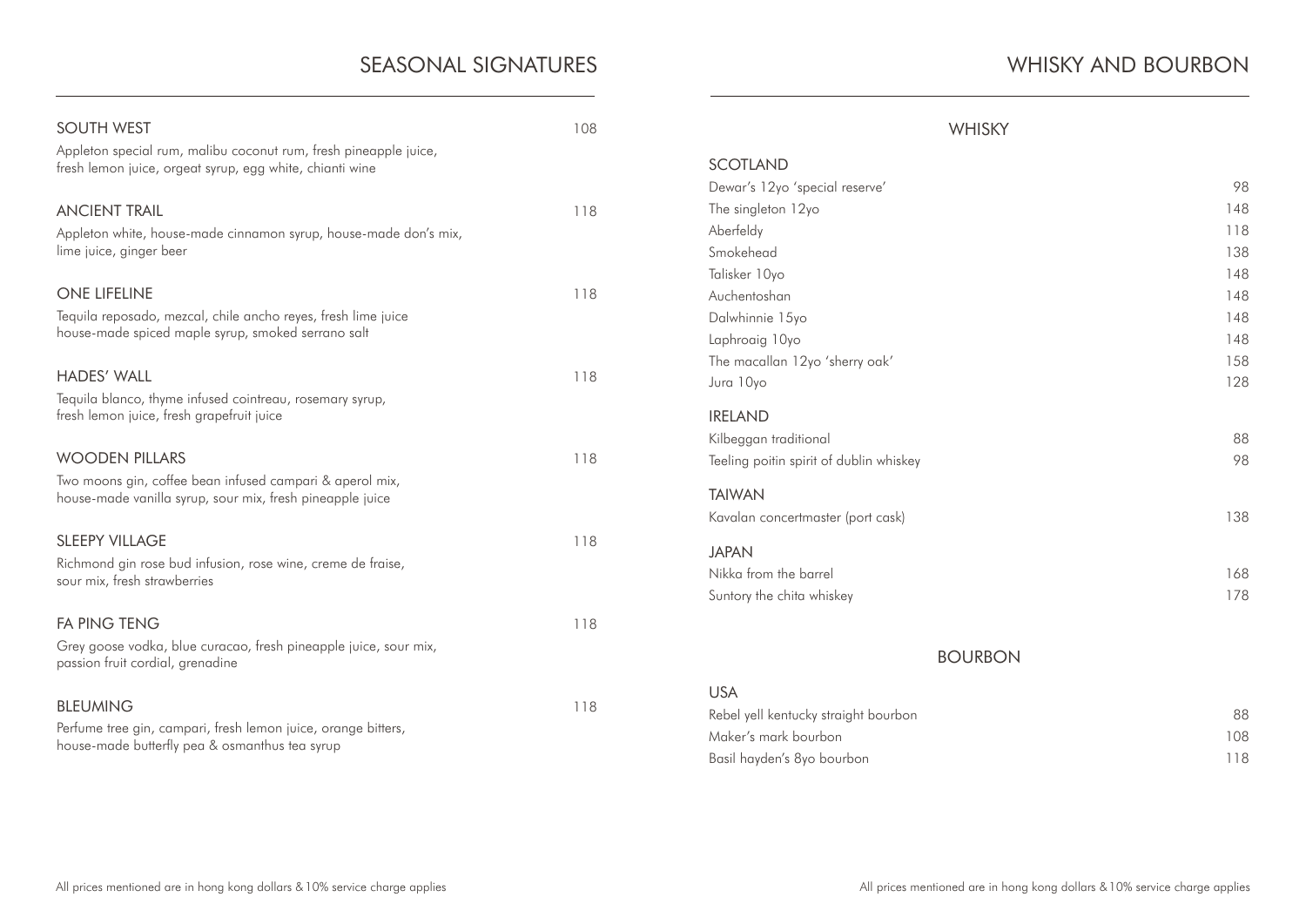# SEASONAL SIGNATURES

**SOUTH WEST** — 108

Appleton special rum, malibu coconut rum, fresh pineapple juice, fresh lemon juice, orgeat syrup, egg white, chianti wine

**ANCIENT TRAIL** — 118

Appleton white, house-made cinnamon syrup, house-made don's mix, lime juice, ginger beer

**ONE LIFELINE** — 118

Tequila reposado, mezcal, chile ancho reyes, fresh lime juice house-made spiced maple syrup, smoked serrano salt

**HADES' WALL** — 118

Tequila blanco, thyme infused cointreau, rosemary syrup, fresh lemon juice, fresh grapefruit juice

**WOODEN PILLARS** — 118

Two moons gin, coffee bean infused campari & aperol mix, house-made vanilla syrup, sour mix, fresh pineapple juice

**SLEEPY VILLAGE** — 118

Richmond gin rose bud infusion, rose wine, creme de fraise, sour mix, fresh strawberries

**FA PING TENG** — 118

Grey goose vodka, blue curacao, fresh pineapple juice, sour mix, passion fruit cordial, grenadine

**BLEUMING** — 118

Perfume tree gin, campari, fresh lemon juice, orange bitters, house-made butterfly pea & osmanthus tea syrup

All prices mentioned are in hong kong dollars & 10% service charge applies

# WHISKY AND BOURBON

## WHISKY

### SCOTLAND

| Item | Price |
|---|---|
| Dewar's 12yo 'special reserve' | 98 |
| The singleton 12yo | 148 |
| Aberfeldy | 118 |
| Smokehead | 138 |
| Talisker 10yo | 148 |
| Auchentoshan | 148 |
| Dalwhinnie 15yo | 148 |
| Laphroaig 10yo | 148 |
| The macallan 12yo 'sherry oak' | 158 |
| Jura 10yo | 128 |

### IRELAND

| Item | Price |
|---|---|
| Kilbeggan traditional | 88 |
| Teeling poitin spirit of dublin whiskey | 98 |

### TAIWAN

| Item | Price |
|---|---|
| Kavalan concertmaster (port cask) | 138 |

### JAPAN

| Item | Price |
|---|---|
| Nikka from the barrel | 168 |
| Suntory the chita whiskey | 178 |

## BOURBON

### USA

| Item | Price |
|---|---|
| Rebel yell kentucky straight bourbon | 88 |
| Maker's mark bourbon | 108 |
| Basil hayden's 8yo bourbon | 118 |

All prices mentioned are in hong kong dollars & 10% service charge applies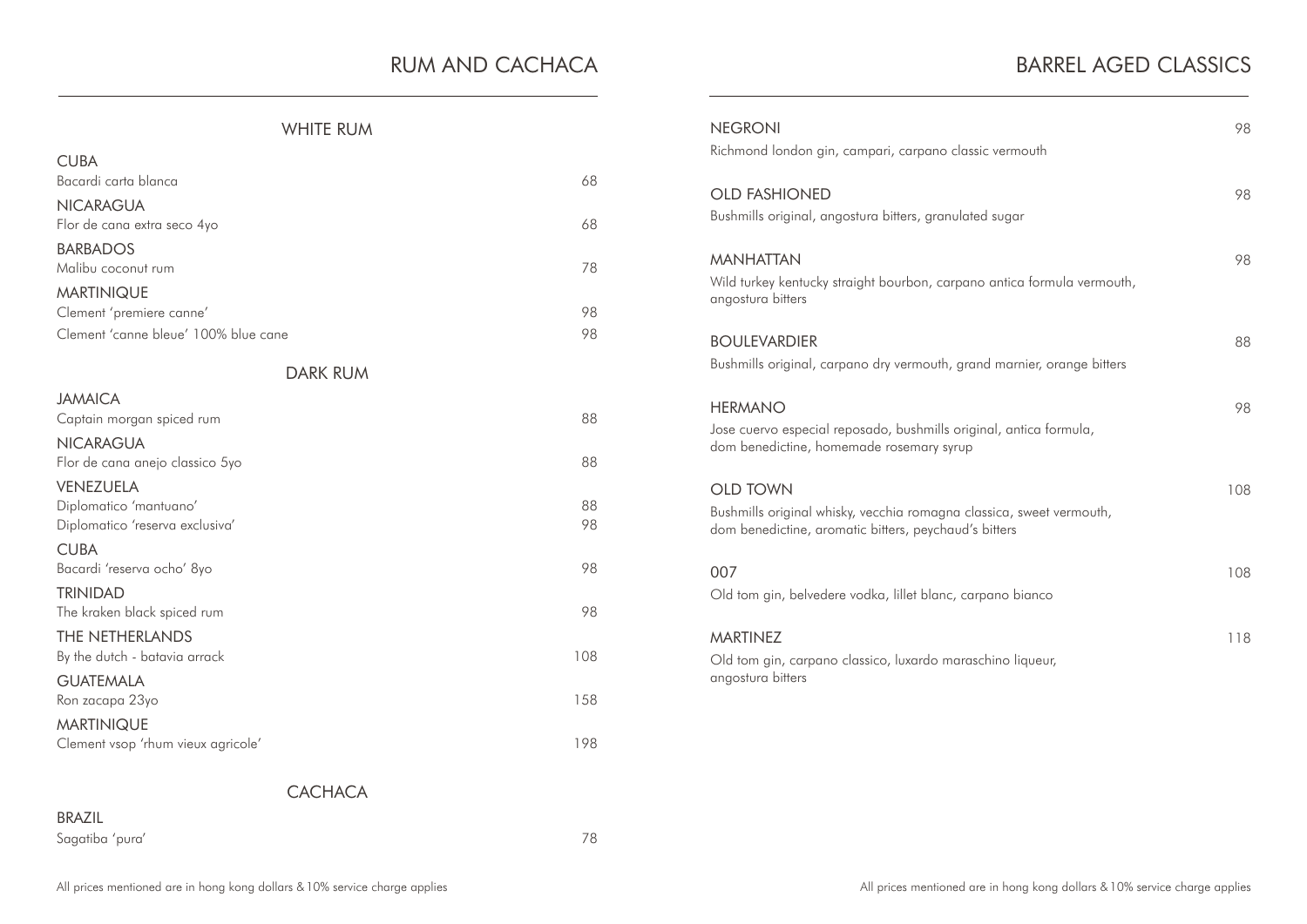# RUM AND CACHACA

## WHITE RUM

**CUBA**
Bacardi carta blanca — 68

**NICARAGUA**
Flor de cana extra seco 4yo — 68

**BARBADOS**
Malibu coconut rum — 78

**MARTINIQUE**
Clement 'premiere canne' — 98
Clement 'canne bleue' 100% blue cane — 98

## DARK RUM

**JAMAICA**
Captain morgan spiced rum — 88

**NICARAGUA**
Flor de cana anejo classico 5yo — 88

**VENEZUELA**
Diplomatico 'mantuano' — 88
Diplomatico 'reserva exclusiva' — 98

**CUBA**
Bacardi 'reserva ocho' 8yo — 98

**TRINIDAD**
The kraken black spiced rum — 98

**THE NETHERLANDS**
By the dutch - batavia arrack — 108

**GUATEMALA**
Ron zacapa 23yo — 158

**MARTINIQUE**
Clement vsop 'rhum vieux agricole' — 198

## CACHACA

**BRAZIL**
Sagatiba 'pura' — 78

All prices mentioned are in hong kong dollars & 10% service charge applies

# BARREL AGED CLASSICS

**NEGRONI** — 98
Richmond london gin, campari, carpano classic vermouth

**OLD FASHIONED** — 98
Bushmills original, angostura bitters, granulated sugar

**MANHATTAN** — 98
Wild turkey kentucky straight bourbon, carpano antica formula vermouth, angostura bitters

**BOULEVARDIER** — 88
Bushmills original, carpano dry vermouth, grand marnier, orange bitters

**HERMANO** — 98
Jose cuervo especial reposado, bushmills original, antica formula, dom benedictine, homemade rosemary syrup

**OLD TOWN** — 108
Bushmills original whisky, vecchia romagna classica, sweet vermouth, dom benedictine, aromatic bitters, peychaud's bitters

**007** — 108
Old tom gin, belvedere vodka, lillet blanc, carpano bianco

**MARTINEZ** — 118
Old tom gin, carpano classico, luxardo maraschino liqueur, angostura bitters

All prices mentioned are in hong kong dollars & 10% service charge applies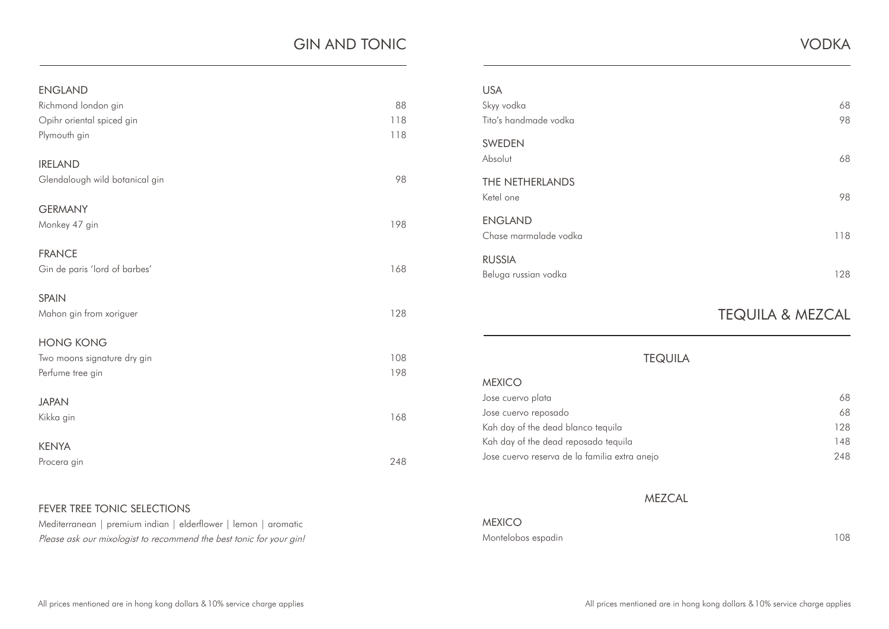## GIN AND TONIC

| | |
|---|---|
| **ENGLAND** | |
| Richmond london gin | 88 |
| Opihr oriental spiced gin | 118 |
| Plymouth gin | 118 |
| **IRELAND** | |
| Glendalough wild botanical gin | 98 |
| **GERMANY** | |
| Monkey 47 gin | 198 |
| **FRANCE** | |
| Gin de paris 'lord of barbes' | 168 |
| **SPAIN** | |
| Mahon gin from xoriguer | 128 |
| **HONG KONG** | |
| Two moons signature dry gin | 108 |
| Perfume tree gin | 198 |
| **JAPAN** | |
| Kikka gin | 168 |
| **KENYA** | |
| Procera gin | 248 |

### FEVER TREE TONIC SELECTIONS

Mediterranean | premium indian | elderflower | lemon | aromatic

*Please ask our mixologist to recommend the best tonic for your gin!*

All prices mentioned are in hong kong dollars & 10% service charge applies

## VODKA

| | |
|---|---|
| **USA** | |
| Skyy vodka | 68 |
| Tito's handmade vodka | 98 |
| **SWEDEN** | |
| Absolut | 68 |
| **THE NETHERLANDS** | |
| Ketel one | 98 |
| **ENGLAND** | |
| Chase marmalade vodka | 118 |
| **RUSSIA** | |
| Beluga russian vodka | 128 |

## TEQUILA & MEZCAL

### TEQUILA

| | |
|---|---|
| **MEXICO** | |
| Jose cuervo plata | 68 |
| Jose cuervo reposado | 68 |
| Kah day of the dead blanco tequila | 128 |
| Kah day of the dead reposado tequila | 148 |
| Jose cuervo reserva de la familia extra anejo | 248 |

### MEZCAL

| | |
|---|---|
| **MEXICO** | |
| Montelobos espadin | 108 |

All prices mentioned are in hong kong dollars & 10% service charge applies